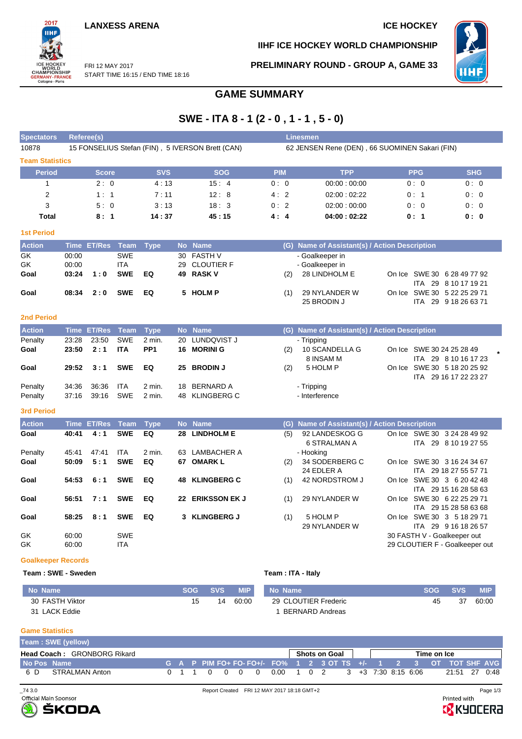LANXESS ARENA

ICE HOCKEY

IIHF ICE HOCKEY WORLD CHAMPIONSHIP

FRI 12 MAY 2017
START TIME 16:15 / END TIME 18:16

PRELIMINARY ROUND - GROUP A, GAME 33

# GAME SUMMARY

## SWE - ITA 8 - 1 (2 - 0 , 1 - 1 , 5 - 0)

| Spectators | Referee(s) | Linesmen |
|---|---|---|
| 10878 | 15 FONSELIUS Stefan (FIN) , 5 IVERSON Brett (CAN) | 62 JENSEN Rene (DEN) , 66 SUOMINEN Sakari (FIN) |

### Team Statistics

| Period | Score | SVS | SOG | PIM | TPP | PPG | SHG |
|---|---|---|---|---|---|---|---|
| 1 | 2 : 0 | 4 : 13 | 15 : 4 | 0 : 0 | 00:00 : 00:00 | 0 : 0 | 0 : 0 |
| 2 | 1 : 1 | 7 : 11 | 12 : 8 | 4 : 2 | 02:00 : 02:22 | 0 : 1 | 0 : 0 |
| 3 | 5 : 0 | 3 : 13 | 18 : 3 | 0 : 2 | 02:00 : 00:00 | 0 : 0 | 0 : 0 |
| **Total** | **8 : 1** | **14 : 37** | **45 : 15** | **4 : 4** | **04:00 : 02:22** | **0 : 1** | **0 : 0** |

### 1st Period

| Action | Time | ET/Res | Team | Type | No | Name | (G) | Name of Assistant(s) / Action Description | On Ice |
|---|---|---|---|---|---|---|---|---|---|
| GK | 00:00 | | SWE | | 30 | FASTH V | | - Goalkeeper in | |
| GK | 00:00 | | ITA | | 29 | CLOUTIER F | | - Goalkeeper in | |
| **Goal** | **03:24** | **1 : 0** | **SWE** | **EQ** | **49** | **RASK V** | (2) | 28 LINDHOLM E | On Ice SWE 30 6 28 49 77 92 / ITA 29 8 10 17 19 21 |
| **Goal** | **08:34** | **2 : 0** | **SWE** | **EQ** | **5** | **HOLM P** | (1) | 29 NYLANDER W, 25 BRODIN J | On Ice SWE 30 5 22 25 29 71 / ITA 29 9 18 26 63 71 |

### 2nd Period

| Action | Time | ET/Res | Team | Type | No | Name | (G) | Name of Assistant(s) / Action Description | On Ice |
|---|---|---|---|---|---|---|---|---|---|
| Penalty | 23:28 | 23:50 | SWE | 2 min. | 20 | LUNDQVIST J | | - Tripping | |
| **Goal** | **23:50** | **2 : 1** | **ITA** | **PP1** | **16** | **MORINI G** | (2) | 10 SCANDELLA G, 8 INSAM M | On Ice SWE 30 24 25 28 49 / ITA 29 8 10 16 17 23 * |
| **Goal** | **29:52** | **3 : 1** | **SWE** | **EQ** | **25** | **BRODIN J** | (2) | 5 HOLM P | On Ice SWE 30 5 18 20 25 92 / ITA 29 16 17 22 23 27 |
| Penalty | 34:36 | 36:36 | ITA | 2 min. | 18 | BERNARD A | | - Tripping | |
| Penalty | 37:16 | 39:16 | SWE | 2 min. | 48 | KLINGBERG C | | - Interference | |

### 3rd Period

| Action | Time | ET/Res | Team | Type | No | Name | (G) | Name of Assistant(s) / Action Description | On Ice |
|---|---|---|---|---|---|---|---|---|---|
| **Goal** | **40:41** | **4 : 1** | **SWE** | **EQ** | **28** | **LINDHOLM E** | (5) | 92 LANDESKOG G, 6 STRALMAN A | On Ice SWE 30 3 24 28 49 92 / ITA 29 8 10 19 27 55 |
| Penalty | 45:41 | 47:41 | ITA | 2 min. | 63 | LAMBACHER A | | - Hooking | |
| **Goal** | **50:09** | **5 : 1** | **SWE** | **EQ** | **67** | **OMARK L** | (2) | 34 SODERBERG C, 24 EDLER A | On Ice SWE 30 3 16 24 34 67 / ITA 29 18 27 55 57 71 |
| **Goal** | **54:53** | **6 : 1** | **SWE** | **EQ** | **48** | **KLINGBERG C** | (1) | 42 NORDSTROM J | On Ice SWE 30 3 6 20 42 48 / ITA 29 15 16 28 58 63 |
| **Goal** | **56:51** | **7 : 1** | **SWE** | **EQ** | **22** | **ERIKSSON EK J** | (1) | 29 NYLANDER W | On Ice SWE 30 6 22 25 29 71 / ITA 29 15 28 58 63 68 |
| **Goal** | **58:25** | **8 : 1** | **SWE** | **EQ** | **3** | **KLINGBERG J** | (1) | 5 HOLM P, 29 NYLANDER W | On Ice SWE 30 3 5 18 29 71 / ITA 29 9 16 18 26 57 |
| GK | 60:00 | | SWE | | | | | 30 FASTH V - Goalkeeper out | |
| GK | 60:00 | | ITA | | | | | 29 CLOUTIER F - Goalkeeper out | |

### Goalkeeper Records

**Team : SWE - Sweden**

| No | Name | SOG | SVS | MIP |
|---|---|---|---|---|
| 30 | FASTH Viktor | 15 | 14 | 60:00 |
| 31 | LACK Eddie | | | |

**Team : ITA - Italy**

| No | Name | SOG | SVS | MIP |
|---|---|---|---|---|
| 29 | CLOUTIER Frederic | 45 | 37 | 60:00 |
| 1 | BERNARD Andreas | | | |

### Game Statistics

**Team : SWE (yellow)**

**Head Coach :** GRONBORG Rikard

| No | Pos | Name | G | A | P | PIM | FO+ | FO- | FO+/- | FO% | SOG 1 | SOG 2 | SOG 3 | SOG OT | SOG TS | +/- | TOI 1 | TOI 2 | TOI 3 | TOI OT | TOT | SHF | AVG |
|---|---|---|---|---|---|---|---|---|---|---|---|---|---|---|---|---|---|---|---|---|---|---|---|
| 6 | D | STRALMAN Anton | 0 | 1 | 1 | 0 | 0 | 0 | 0 | 0.00 | 1 | 0 | 2 | | 3 | +3 | 7:30 | 8:15 | 6:06 | | 21:51 | 27 | 0:48 |

_74 3.0 Report Created FRI 12 MAY 2017 18:18 GMT+2

Official Main Sponsor ŠKODA Printed with KYOCERA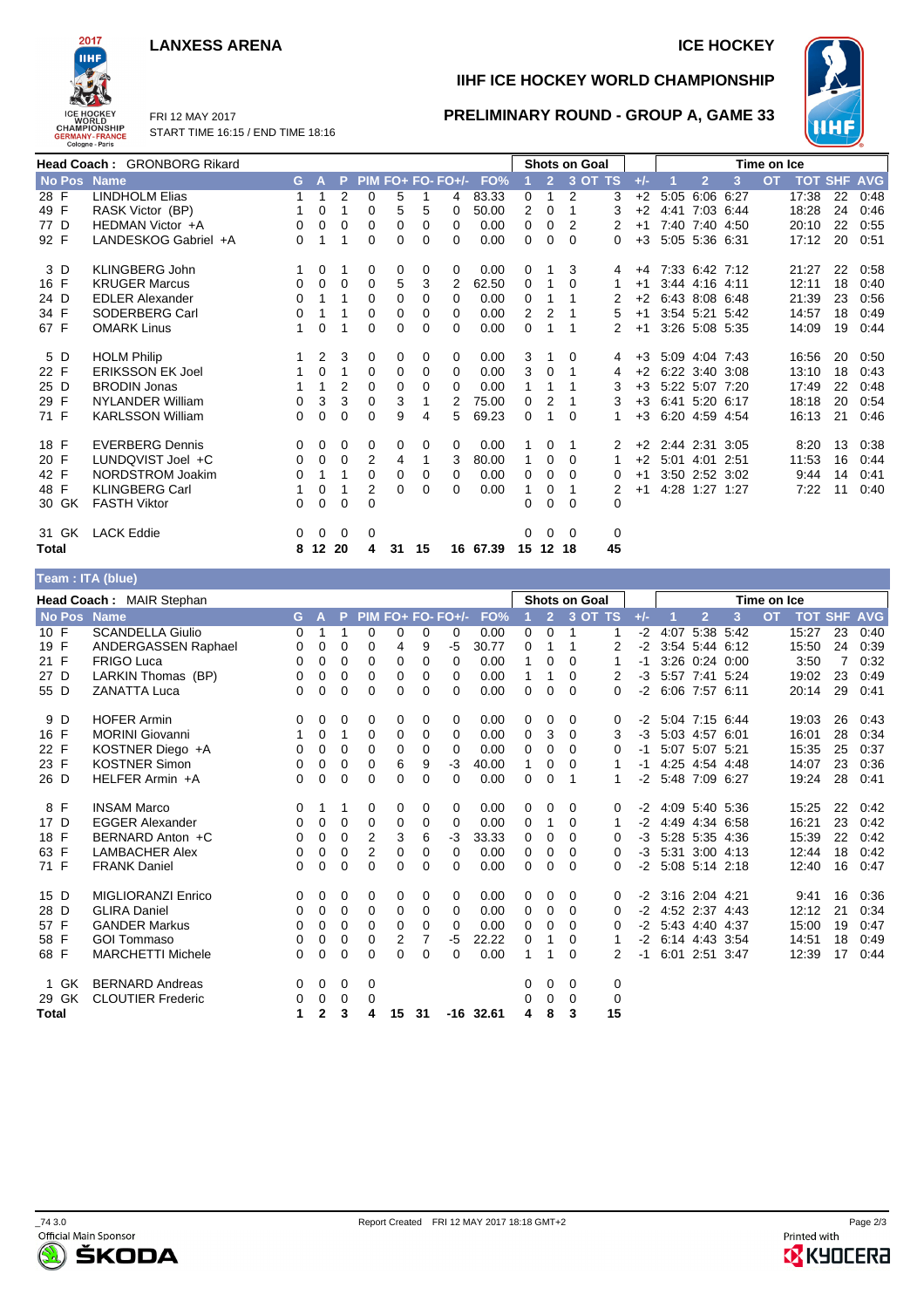# LANXESS ARENA

**ICE HOCKEY**

## IIHF ICE HOCKEY WORLD CHAMPIONSHIP

## PRELIMINARY ROUND - GROUP A, GAME 33

FRI 12 MAY 2017
START TIME 16:15 / END TIME 18:16

**Head Coach :** GRONBORG Rikard

| No | Pos | Name | G | A | P | PIM | FO+ | FO- | FO+/- | FO% | Shots 1 | Shots 2 | Shots 3 | Shots OT | Shots TS | +/- | TOI 1 | TOI 2 | TOI 3 | TOI OT | TOT | SHF | AVG |
|---|---|---|---|---|---|---|---|---|---|---|---|---|---|---|---|---|---|---|---|---|---|---|---|
| 28 | F | LINDHOLM Elias | 1 | 1 | 2 | 0 | 5 | 1 | 4 | 83.33 | 0 | 1 | 2 | | 3 | +2 | 5:05 | 6:06 | 6:27 | | 17:38 | 22 | 0:48 |
| 49 | F | RASK Victor (BP) | 1 | 0 | 1 | 0 | 5 | 5 | 0 | 50.00 | 2 | 0 | 1 | | 3 | +2 | 4:41 | 7:03 | 6:44 | | 18:28 | 24 | 0:46 |
| 77 | D | HEDMAN Victor +A | 0 | 0 | 0 | 0 | 0 | 0 | 0 | 0.00 | 0 | 0 | 2 | | 2 | +1 | 7:40 | 7:40 | 4:50 | | 20:10 | 22 | 0:55 |
| 92 | F | LANDESKOG Gabriel +A | 0 | 1 | 1 | 0 | 0 | 0 | 0 | 0.00 | 0 | 0 | 0 | | 0 | +3 | 5:05 | 5:36 | 6:31 | | 17:12 | 20 | 0:51 |
| 3 | D | KLINGBERG John | 1 | 0 | 1 | 0 | 0 | 0 | 0 | 0.00 | 0 | 1 | 3 | | 4 | +4 | 7:33 | 6:42 | 7:12 | | 21:27 | 22 | 0:58 |
| 16 | F | KRUGER Marcus | 0 | 0 | 0 | 0 | 5 | 3 | 2 | 62.50 | 0 | 1 | 0 | | 1 | +1 | 3:44 | 4:16 | 4:11 | | 12:11 | 18 | 0:40 |
| 24 | D | EDLER Alexander | 0 | 1 | 1 | 0 | 0 | 0 | 0 | 0.00 | 0 | 1 | 1 | | 2 | +2 | 6:43 | 8:08 | 6:48 | | 21:39 | 23 | 0:56 |
| 34 | F | SODERBERG Carl | 0 | 1 | 1 | 0 | 0 | 0 | 0 | 0.00 | 2 | 2 | 1 | | 5 | +1 | 3:54 | 5:21 | 5:42 | | 14:57 | 18 | 0:49 |
| 67 | F | OMARK Linus | 1 | 0 | 1 | 0 | 0 | 0 | 0 | 0.00 | 0 | 1 | 1 | | 2 | +1 | 3:26 | 5:08 | 5:35 | | 14:09 | 19 | 0:44 |
| 5 | D | HOLM Philip | 1 | 2 | 3 | 0 | 0 | 0 | 0 | 0.00 | 3 | 1 | 0 | | 4 | +3 | 5:09 | 4:04 | 7:43 | | 16:56 | 20 | 0:50 |
| 22 | F | ERIKSSON EK Joel | 1 | 0 | 1 | 0 | 0 | 0 | 0 | 0.00 | 3 | 0 | 1 | | 4 | +2 | 6:22 | 3:40 | 3:08 | | 13:10 | 18 | 0:43 |
| 25 | D | BRODIN Jonas | 1 | 1 | 2 | 0 | 0 | 0 | 0 | 0.00 | 1 | 1 | 1 | | 3 | +3 | 5:22 | 5:07 | 7:20 | | 17:49 | 22 | 0:48 |
| 29 | F | NYLANDER William | 0 | 3 | 3 | 0 | 3 | 1 | 2 | 75.00 | 0 | 2 | 1 | | 3 | +3 | 6:41 | 5:20 | 6:17 | | 18:18 | 20 | 0:54 |
| 71 | F | KARLSSON William | 0 | 0 | 0 | 0 | 9 | 4 | 5 | 69.23 | 0 | 1 | 0 | | 1 | +3 | 6:20 | 4:59 | 4:54 | | 16:13 | 21 | 0:46 |
| 18 | F | EVERBERG Dennis | 0 | 0 | 0 | 0 | 0 | 0 | 0 | 0.00 | 1 | 0 | 1 | | 2 | +2 | 2:44 | 2:31 | 3:05 | | 8:20 | 13 | 0:38 |
| 20 | F | LUNDQVIST Joel +C | 0 | 0 | 0 | 2 | 4 | 1 | 3 | 80.00 | 1 | 0 | 0 | | 1 | +2 | 5:01 | 4:01 | 2:51 | | 11:53 | 16 | 0:44 |
| 42 | F | NORDSTROM Joakim | 0 | 1 | 1 | 0 | 0 | 0 | 0 | 0.00 | 0 | 0 | 0 | | 0 | +1 | 3:50 | 2:52 | 3:02 | | 9:44 | 14 | 0:41 |
| 48 | F | KLINGBERG Carl | 1 | 0 | 1 | 2 | 0 | 0 | 0 | 0.00 | 1 | 0 | 1 | | 2 | +1 | 4:28 | 1:27 | 1:27 | | 7:22 | 11 | 0:40 |
| 30 | GK | FASTH Viktor | 0 | 0 | 0 | 0 | | | | | 0 | 0 | 0 | | 0 | | | | | | | | |
| 31 | GK | LACK Eddie | 0 | 0 | 0 | 0 | | | | | 0 | 0 | 0 | | 0 | | | | | | | | |
| **Total** | | | **8** | **12** | **20** | **4** | **31** | **15** | **16** | **67.39** | **15** | **12** | **18** | | **45** | | | | | | | | |

**Team : ITA (blue)**

**Head Coach :** MAIR Stephan

| No | Pos | Name | G | A | P | PIM | FO+ | FO- | FO+/- | FO% | Shots 1 | Shots 2 | Shots 3 | Shots OT | Shots TS | +/- | TOI 1 | TOI 2 | TOI 3 | TOI OT | TOT | SHF | AVG |
|---|---|---|---|---|---|---|---|---|---|---|---|---|---|---|---|---|---|---|---|---|---|---|---|
| 10 | F | SCANDELLA Giulio | 0 | 1 | 1 | 0 | 0 | 0 | 0 | 0.00 | 0 | 0 | 1 | | 1 | -2 | 4:07 | 5:38 | 5:42 | | 15:27 | 23 | 0:40 |
| 19 | F | ANDERGASSEN Raphael | 0 | 0 | 0 | 0 | 4 | 9 | -5 | 30.77 | 0 | 1 | 1 | | 2 | -2 | 3:54 | 5:44 | 6:12 | | 15:50 | 24 | 0:39 |
| 21 | F | FRIGO Luca | 0 | 0 | 0 | 0 | 0 | 0 | 0 | 0.00 | 1 | 0 | 0 | | 1 | -1 | 3:26 | 0:24 | 0:00 | | 3:50 | 7 | 0:32 |
| 27 | D | LARKIN Thomas (BP) | 0 | 0 | 0 | 0 | 0 | 0 | 0 | 0.00 | 1 | 1 | 0 | | 2 | -3 | 5:57 | 7:41 | 5:24 | | 19:02 | 23 | 0:49 |
| 55 | D | ZANATTA Luca | 0 | 0 | 0 | 0 | 0 | 0 | 0 | 0.00 | 0 | 0 | 0 | | 0 | -2 | 6:06 | 7:57 | 6:11 | | 20:14 | 29 | 0:41 |
| 9 | D | HOFER Armin | 0 | 0 | 0 | 0 | 0 | 0 | 0 | 0.00 | 0 | 0 | 0 | | 0 | -2 | 5:04 | 7:15 | 6:44 | | 19:03 | 26 | 0:43 |
| 16 | F | MORINI Giovanni | 1 | 0 | 1 | 0 | 0 | 0 | 0 | 0.00 | 0 | 3 | 0 | | 3 | -3 | 5:03 | 4:57 | 6:01 | | 16:01 | 28 | 0:34 |
| 22 | F | KOSTNER Diego +A | 0 | 0 | 0 | 0 | 0 | 0 | 0 | 0.00 | 0 | 0 | 0 | | 0 | -1 | 5:07 | 5:07 | 5:21 | | 15:35 | 25 | 0:37 |
| 23 | F | KOSTNER Simon | 0 | 0 | 0 | 0 | 6 | 9 | -3 | 40.00 | 1 | 0 | 0 | | 1 | -1 | 4:25 | 4:54 | 4:48 | | 14:07 | 23 | 0:36 |
| 26 | D | HELFER Armin +A | 0 | 0 | 0 | 0 | 0 | 0 | 0 | 0.00 | 0 | 0 | 1 | | 1 | -2 | 5:48 | 7:09 | 6:27 | | 19:24 | 28 | 0:41 |
| 8 | F | INSAM Marco | 0 | 1 | 1 | 0 | 0 | 0 | 0 | 0.00 | 0 | 0 | 0 | | 0 | -2 | 4:09 | 5:40 | 5:36 | | 15:25 | 22 | 0:42 |
| 17 | D | EGGER Alexander | 0 | 0 | 0 | 0 | 0 | 0 | 0 | 0.00 | 0 | 1 | 0 | | 1 | -2 | 4:49 | 4:34 | 6:58 | | 16:21 | 23 | 0:42 |
| 18 | F | BERNARD Anton +C | 0 | 0 | 0 | 2 | 3 | 6 | -3 | 33.33 | 0 | 0 | 0 | | 0 | -3 | 5:28 | 5:35 | 4:36 | | 15:39 | 22 | 0:42 |
| 63 | F | LAMBACHER Alex | 0 | 0 | 0 | 2 | 0 | 0 | 0 | 0.00 | 0 | 0 | 0 | | 0 | -3 | 5:31 | 3:00 | 4:13 | | 12:44 | 18 | 0:42 |
| 71 | F | FRANK Daniel | 0 | 0 | 0 | 0 | 0 | 0 | 0 | 0.00 | 0 | 0 | 0 | | 0 | -2 | 5:08 | 5:14 | 2:18 | | 12:40 | 16 | 0:47 |
| 15 | D | MIGLIORANZI Enrico | 0 | 0 | 0 | 0 | 0 | 0 | 0 | 0.00 | 0 | 0 | 0 | | 0 | -2 | 3:16 | 2:04 | 4:21 | | 9:41 | 16 | 0:36 |
| 28 | D | GLIRA Daniel | 0 | 0 | 0 | 0 | 0 | 0 | 0 | 0.00 | 0 | 0 | 0 | | 0 | -2 | 4:52 | 2:37 | 4:43 | | 12:12 | 21 | 0:34 |
| 57 | F | GANDER Markus | 0 | 0 | 0 | 0 | 0 | 0 | 0 | 0.00 | 0 | 0 | 0 | | 0 | -2 | 5:43 | 4:40 | 4:37 | | 15:00 | 19 | 0:47 |
| 58 | F | GOI Tommaso | 0 | 0 | 0 | 0 | 2 | 7 | -5 | 22.22 | 0 | 1 | 0 | | 1 | -2 | 6:14 | 4:43 | 3:54 | | 14:51 | 18 | 0:49 |
| 68 | F | MARCHETTI Michele | 0 | 0 | 0 | 0 | 0 | 0 | 0 | 0.00 | 1 | 1 | 0 | | 2 | -1 | 6:01 | 2:51 | 3:47 | | 12:39 | 17 | 0:44 |
| 1 | GK | BERNARD Andreas | 0 | 0 | 0 | 0 | | | | | 0 | 0 | 0 | | 0 | | | | | | | | |
| 29 | GK | CLOUTIER Frederic | 0 | 0 | 0 | 0 | | | | | 0 | 0 | 0 | | 0 | | | | | | | | |
| **Total** | | | **1** | **2** | **3** | **4** | **15** | **31** | **-16** | **32.61** | **4** | **8** | **3** | | **15** | | | | | | | | |

_74 3.0 Report Created FRI 12 MAY 2017 18:18 GMT+2

Official Main Sponsor ŠKODA Printed with KYOCERA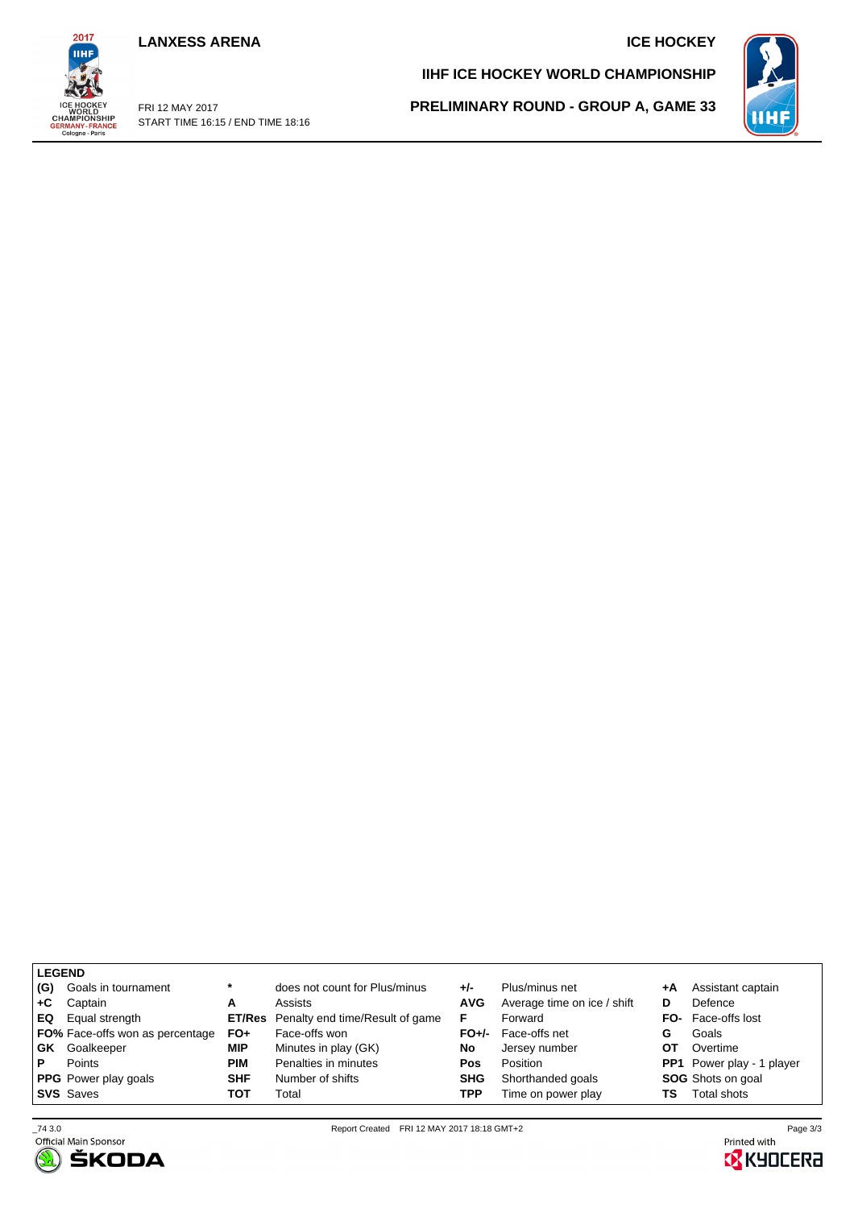## LEGEND

| | | | | | | | |
|---|---|---|---|---|---|---|---|
| **(G)** | Goals in tournament | **\*** | does not count for Plus/minus | **+/-** | Plus/minus net | **+A** | Assistant captain |
| **+C** | Captain | **A** | Assists | **AVG** | Average time on ice / shift | **D** | Defence |
| **EQ** | Equal strength | **ET/Res** | Penalty end time/Result of game | **F** | Forward | **FO-** | Face-offs lost |
| **FO%** | Face-offs won as percentage | **FO+** | Face-offs won | **FO+/-** | Face-offs net | **G** | Goals |
| **GK** | Goalkeeper | **MIP** | Minutes in play (GK) | **No** | Jersey number | **OT** | Overtime |
| **P** | Points | **PIM** | Penalties in minutes | **Pos** | Position | **PP1** | Power play - 1 player |
| **PPG** | Power play goals | **SHF** | Number of shifts | **SHG** | Shorthanded goals | **SOG** | Shots on goal |
| **SVS** | Saves | **TOT** | Total | **TPP** | Time on power play | **TS** | Total shots |